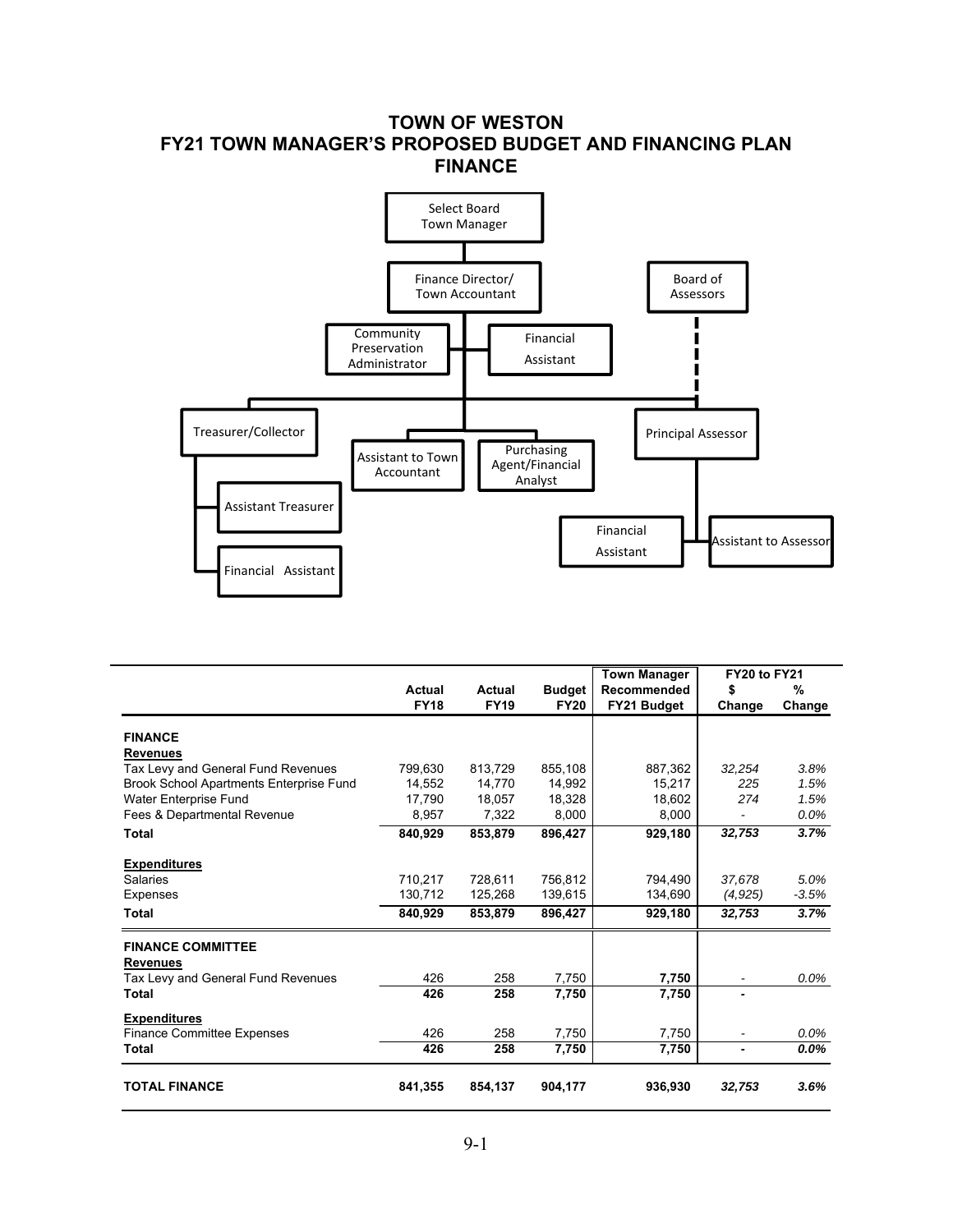# TOWN OF WESTON
# FY21 TOWN MANAGER'S PROPOSED BUDGET AND FINANCING PLAN
# FINANCE

Select Board
Town Manager

Finance Director/
Town Accountant

Board of
Assessors

Community
Preservation
Administrator

Financial
Assistant

Treasurer/Collector

Assistant to Town
Accountant

Purchasing
Agent/Financial
Analyst

Principal Assessor

Assistant Treasurer

Financial Assistant

Financial
Assistant

Assistant to Assessor

| | Actual FY18 | Actual FY19 | Budget FY20 | Town Manager Recommended FY21 Budget | FY20 to FY21 $ Change | FY20 to FY21 % Change |
|---|---|---|---|---|---|---|
| **FINANCE** | | | | | | |
| **Revenues** | | | | | | |
| Tax Levy and General Fund Revenues | 799,630 | 813,729 | 855,108 | 887,362 | *32,254* | *3.8%* |
| Brook School Apartments Enterprise Fund | 14,552 | 14,770 | 14,992 | 15,217 | *225* | *1.5%* |
| Water Enterprise Fund | 17,790 | 18,057 | 18,328 | 18,602 | *274* | *1.5%* |
| Fees & Departmental Revenue | 8,957 | 7,322 | 8,000 | 8,000 | - | *0.0%* |
| **Total** | **840,929** | **853,879** | **896,427** | **929,180** | ***32,753*** | ***3.7%*** |
| **Expenditures** | | | | | | |
| Salaries | 710,217 | 728,611 | 756,812 | 794,490 | *37,678* | *5.0%* |
| Expenses | 130,712 | 125,268 | 139,615 | 134,690 | *(4,925)* | *-3.5%* |
| **Total** | **840,929** | **853,879** | **896,427** | **929,180** | ***32,753*** | ***3.7%*** |
| **FINANCE COMMITTEE** | | | | | | |
| **Revenues** | | | | | | |
| Tax Levy and General Fund Revenues | 426 | 258 | 7,750 | **7,750** | - | *0.0%* |
| **Total** | **426** | **258** | **7,750** | **7,750** | **-** | |
| **Expenditures** | | | | | | |
| Finance Committee Expenses | 426 | 258 | 7,750 | 7,750 | - | *0.0%* |
| **Total** | **426** | **258** | **7,750** | **7,750** | **-** | ***0.0%*** |
| **TOTAL FINANCE** | **841,355** | **854,137** | **904,177** | **936,930** | ***32,753*** | ***3.6%*** |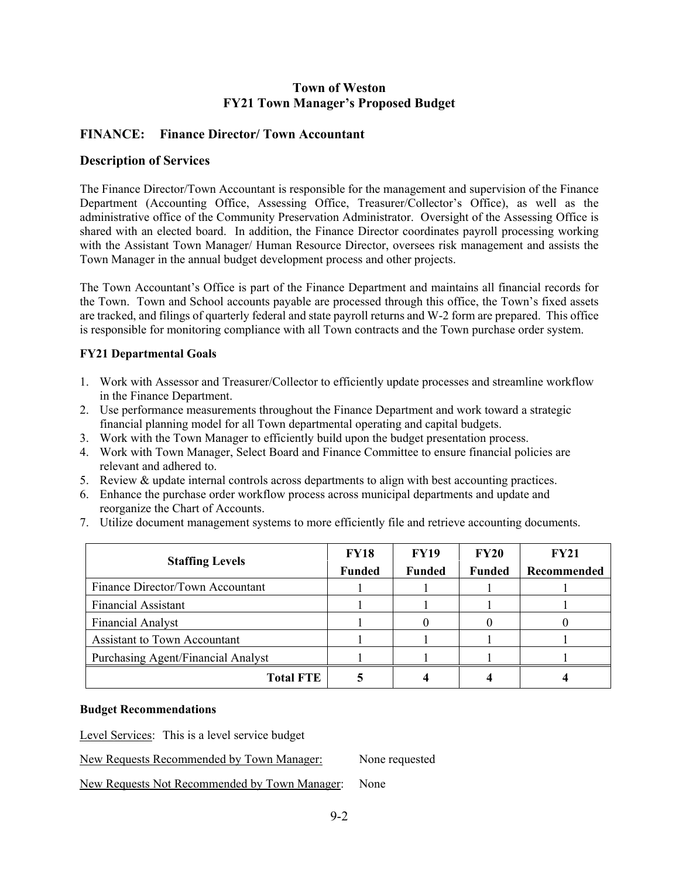# Town of Weston
# FY21 Town Manager's Proposed Budget

## FINANCE: Finance Director/ Town Accountant

## Description of Services

The Finance Director/Town Accountant is responsible for the management and supervision of the Finance Department (Accounting Office, Assessing Office, Treasurer/Collector's Office), as well as the administrative office of the Community Preservation Administrator. Oversight of the Assessing Office is shared with an elected board. In addition, the Finance Director coordinates payroll processing working with the Assistant Town Manager/ Human Resource Director, oversees risk management and assists the Town Manager in the annual budget development process and other projects.

The Town Accountant's Office is part of the Finance Department and maintains all financial records for the Town. Town and School accounts payable are processed through this office, the Town's fixed assets are tracked, and filings of quarterly federal and state payroll returns and W-2 form are prepared. This office is responsible for monitoring compliance with all Town contracts and the Town purchase order system.

### FY21 Departmental Goals

1. Work with Assessor and Treasurer/Collector to efficiently update processes and streamline workflow in the Finance Department.
2. Use performance measurements throughout the Finance Department and work toward a strategic financial planning model for all Town departmental operating and capital budgets.
3. Work with the Town Manager to efficiently build upon the budget presentation process.
4. Work with Town Manager, Select Board and Finance Committee to ensure financial policies are relevant and adhered to.
5. Review & update internal controls across departments to align with best accounting practices.
6. Enhance the purchase order workflow process across municipal departments and update and reorganize the Chart of Accounts.
7. Utilize document management systems to more efficiently file and retrieve accounting documents.

| Staffing Levels | FY18 Funded | FY19 Funded | FY20 Funded | FY21 Recommended |
|---|---|---|---|---|
| Finance Director/Town Accountant | 1 | 1 | 1 | 1 |
| Financial Assistant | 1 | 1 | 1 | 1 |
| Financial Analyst | 1 | 0 | 0 | 0 |
| Assistant to Town Accountant | 1 | 1 | 1 | 1 |
| Purchasing Agent/Financial Analyst | 1 | 1 | 1 | 1 |
| **Total FTE** | **5** | **4** | **4** | **4** |

### Budget Recommendations

Level Services: This is a level service budget

New Requests Recommended by Town Manager: None requested

New Requests Not Recommended by Town Manager: None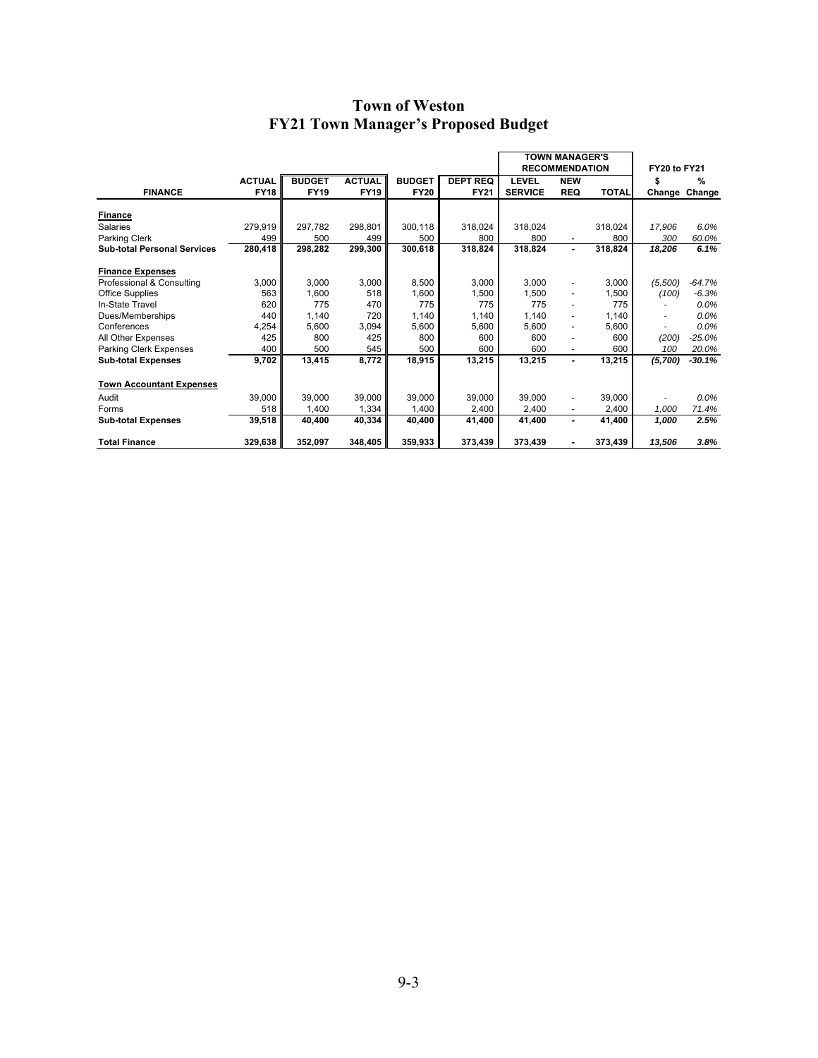# Town of Weston
## FY21 Town Manager's Proposed Budget

| FINANCE | ACTUAL FY18 | BUDGET FY19 | ACTUAL FY19 | BUDGET FY20 | DEPT REQ FY21 | TOWN MANAGER'S RECOMMENDATION LEVEL SERVICE | NEW REQ | TOTAL | FY20 to FY21 $ Change | % Change |
|---|---|---|---|---|---|---|---|---|---|---|
| **Finance** | | | | | | | | | | |
| Salaries | 279,919 | 297,782 | 298,801 | 300,118 | 318,024 | 318,024 | | 318,024 | *17,906* | *6.0%* |
| Parking Clerk | 499 | 500 | 499 | 500 | 800 | 800 | - | 800 | *300* | *60.0%* |
| **Sub-total Personal Services** | **280,418** | **298,282** | **299,300** | **300,618** | **318,824** | **318,824** | **-** | **318,824** | ***18,206*** | ***6.1%*** |
| **Finance Expenses** | | | | | | | | | | |
| Professional & Consulting | 3,000 | 3,000 | 3,000 | 8,500 | 3,000 | 3,000 | - | 3,000 | *(5,500)* | *-64.7%* |
| Office Supplies | 563 | 1,600 | 518 | 1,600 | 1,500 | 1,500 | - | 1,500 | *(100)* | *-6.3%* |
| In-State Travel | 620 | 775 | 470 | 775 | 775 | 775 | - | 775 | - | *0.0%* |
| Dues/Memberships | 440 | 1,140 | 720 | 1,140 | 1,140 | 1,140 | - | 1,140 | - | *0.0%* |
| Conferences | 4,254 | 5,600 | 3,094 | 5,600 | 5,600 | 5,600 | - | 5,600 | - | *0.0%* |
| All Other Expenses | 425 | 800 | 425 | 800 | 600 | 600 | - | 600 | *(200)* | *-25.0%* |
| Parking Clerk Expenses | 400 | 500 | 545 | 500 | 600 | 600 | - | 600 | *100* | *20.0%* |
| **Sub-total Expenses** | **9,702** | **13,415** | **8,772** | **18,915** | **13,215** | **13,215** | **-** | **13,215** | ***(5,700)*** | ***-30.1%*** |
| **Town Accountant Expenses** | | | | | | | | | | |
| Audit | 39,000 | 39,000 | 39,000 | 39,000 | 39,000 | 39,000 | - | 39,000 | - | *0.0%* |
| Forms | 518 | 1,400 | 1,334 | 1,400 | 2,400 | 2,400 | - | 2,400 | *1,000* | *71.4%* |
| **Sub-total Expenses** | **39,518** | **40,400** | **40,334** | **40,400** | **41,400** | **41,400** | **-** | **41,400** | ***1,000*** | ***2.5%*** |
| **Total Finance** | **329,638** | **352,097** | **348,405** | **359,933** | **373,439** | **373,439** | **-** | **373,439** | ***13,506*** | ***3.8%*** |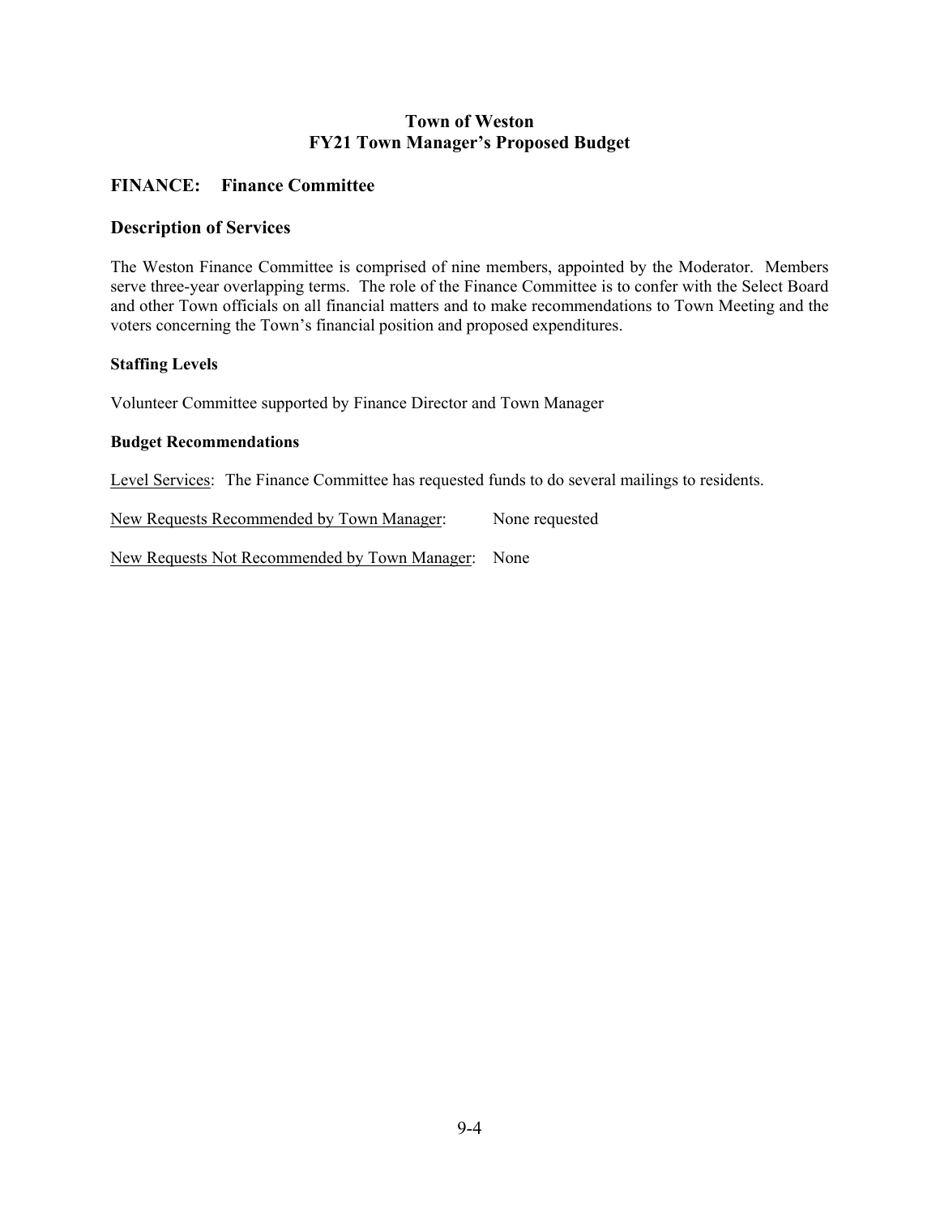# Town of Weston
# FY21 Town Manager's Proposed Budget

## FINANCE: Finance Committee

## Description of Services

The Weston Finance Committee is comprised of nine members, appointed by the Moderator. Members serve three-year overlapping terms. The role of the Finance Committee is to confer with the Select Board and other Town officials on all financial matters and to make recommendations to Town Meeting and the voters concerning the Town's financial position and proposed expenditures.

### Staffing Levels

Volunteer Committee supported by Finance Director and Town Manager

### Budget Recommendations

<u>Level Services</u>: The Finance Committee has requested funds to do several mailings to residents.

<u>New Requests Recommended by Town Manager</u>: None requested

<u>New Requests Not Recommended by Town Manager</u>: None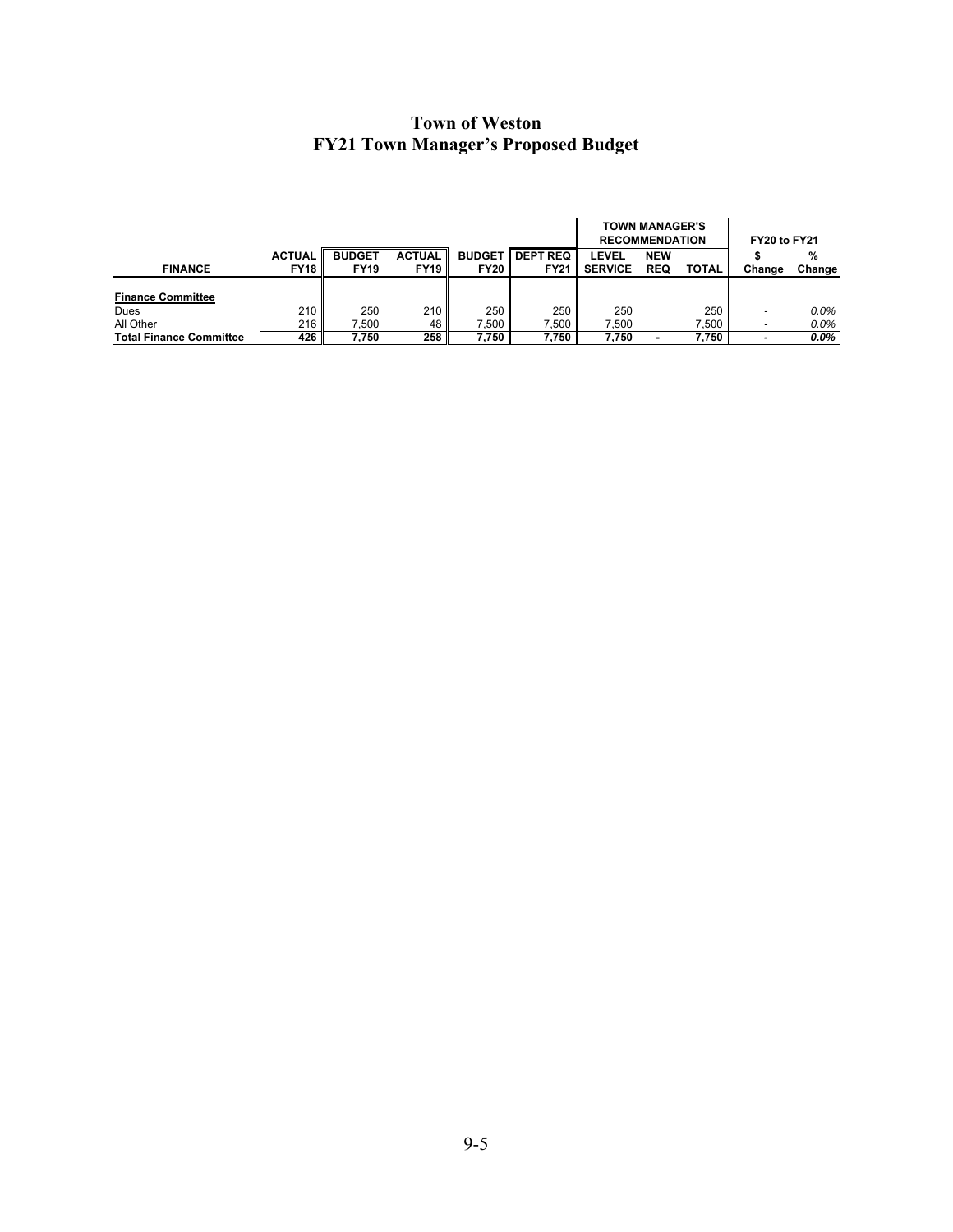# Town of Weston
## FY21 Town Manager's Proposed Budget

| | | | | | | TOWN MANAGER'S RECOMMENDATION | | | FY20 to FY21 | |
|---|---|---|---|---|---|---|---|---|---|---|
| **FINANCE** | **ACTUAL FY18** | **BUDGET FY19** | **ACTUAL FY19** | **BUDGET FY20** | **DEPT REQ FY21** | **LEVEL SERVICE** | **NEW REQ** | **TOTAL** | **$ Change** | **% Change** |
| **Finance Committee** | | | | | | | | | | |
| Dues | 210 | 250 | 210 | 250 | 250 | 250 | | 250 | - | *0.0%* |
| All Other | 216 | 7,500 | 48 | 7,500 | 7,500 | 7,500 | | 7,500 | - | *0.0%* |
| **Total Finance Committee** | **426** | **7,750** | **258** | **7,750** | **7,750** | **7,750** | **-** | **7,750** | **-** | ***0.0%*** |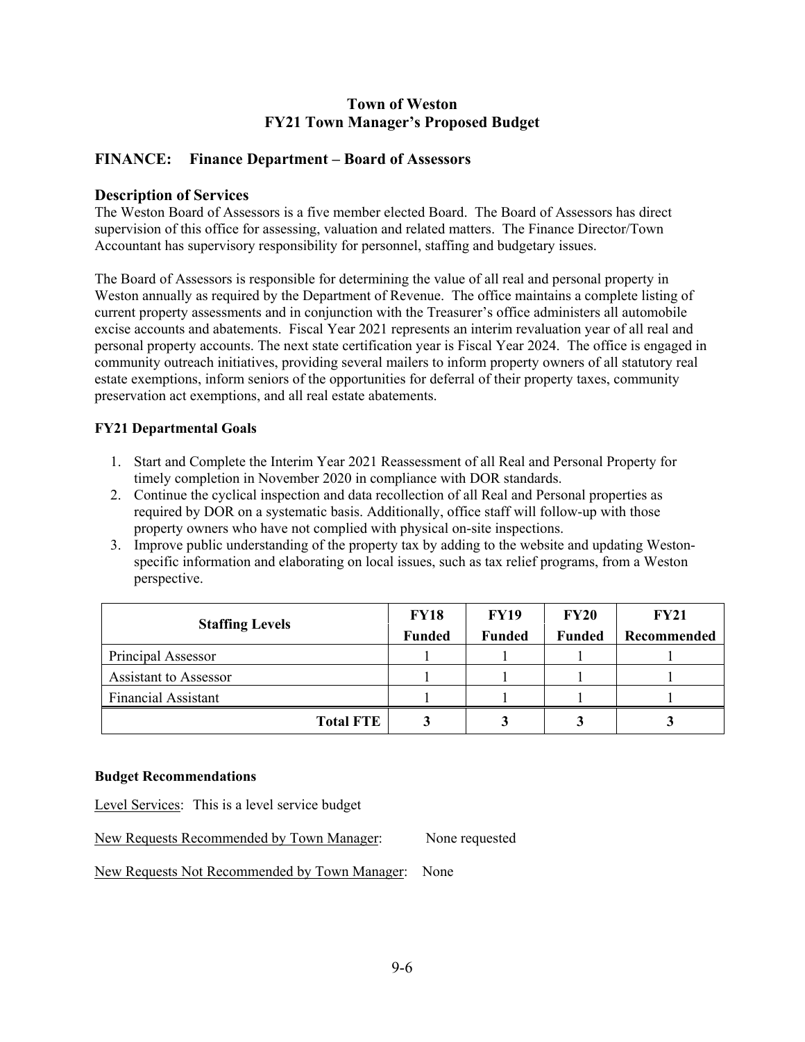# Town of Weston
## FY21 Town Manager's Proposed Budget

## FINANCE: Finance Department – Board of Assessors

### Description of Services

The Weston Board of Assessors is a five member elected Board. The Board of Assessors has direct supervision of this office for assessing, valuation and related matters. The Finance Director/Town Accountant has supervisory responsibility for personnel, staffing and budgetary issues.

The Board of Assessors is responsible for determining the value of all real and personal property in Weston annually as required by the Department of Revenue. The office maintains a complete listing of current property assessments and in conjunction with the Treasurer's office administers all automobile excise accounts and abatements. Fiscal Year 2021 represents an interim revaluation year of all real and personal property accounts. The next state certification year is Fiscal Year 2024. The office is engaged in community outreach initiatives, providing several mailers to inform property owners of all statutory real estate exemptions, inform seniors of the opportunities for deferral of their property taxes, community preservation act exemptions, and all real estate abatements.

**FY21 Departmental Goals**

1. Start and Complete the Interim Year 2021 Reassessment of all Real and Personal Property for timely completion in November 2020 in compliance with DOR standards.
2. Continue the cyclical inspection and data recollection of all Real and Personal properties as required by DOR on a systematic basis. Additionally, office staff will follow-up with those property owners who have not complied with physical on-site inspections.
3. Improve public understanding of the property tax by adding to the website and updating Weston-specific information and elaborating on local issues, such as tax relief programs, from a Weston perspective.

| Staffing Levels | FY18 Funded | FY19 Funded | FY20 Funded | FY21 Recommended |
|---|---|---|---|---|
| Principal Assessor | 1 | 1 | 1 | 1 |
| Assistant to Assessor | 1 | 1 | 1 | 1 |
| Financial Assistant | 1 | 1 | 1 | 1 |
| **Total FTE** | **3** | **3** | **3** | **3** |

**Budget Recommendations**

Level Services: This is a level service budget

New Requests Recommended by Town Manager: None requested

New Requests Not Recommended by Town Manager: None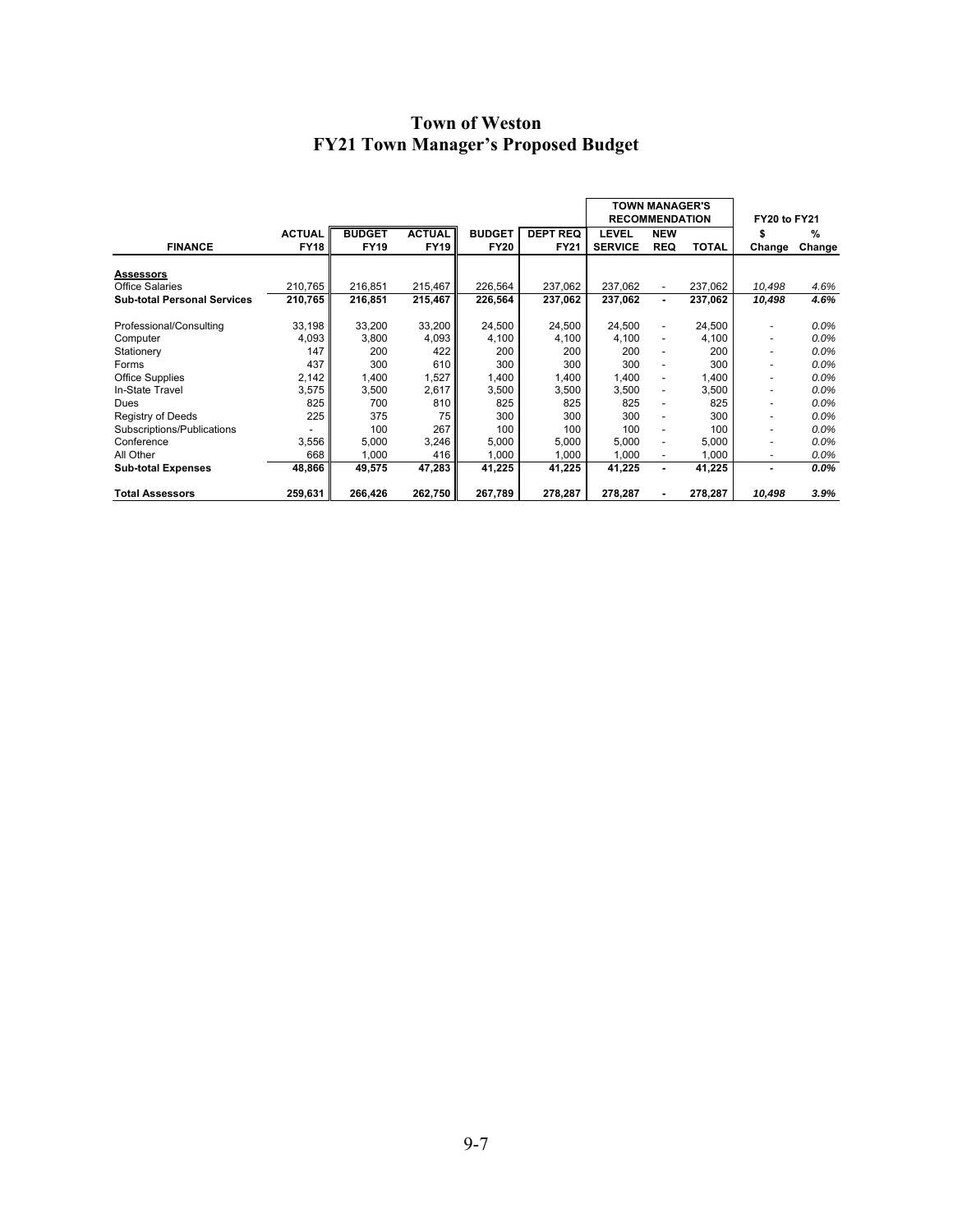# Town of Weston
## FY21 Town Manager's Proposed Budget

| FINANCE | ACTUAL FY18 | BUDGET FY19 | ACTUAL FY19 | BUDGET FY20 | DEPT REQ FY21 | TOWN MANAGER'S RECOMMENDATION LEVEL SERVICE | NEW REQ | TOTAL | FY20 to FY21 $ Change | % Change |
|---|---|---|---|---|---|---|---|---|---|---|
| **Assessors** | | | | | | | | | | |
| Office Salaries | 210,765 | 216,851 | 215,467 | 226,564 | 237,062 | 237,062 | - | 237,062 | *10,498* | *4.6%* |
| **Sub-total Personal Services** | **210,765** | **216,851** | **215,467** | **226,564** | **237,062** | **237,062** | **-** | **237,062** | ***10,498*** | ***4.6%*** |
| Professional/Consulting | 33,198 | 33,200 | 33,200 | 24,500 | 24,500 | 24,500 | - | 24,500 | - | *0.0%* |
| Computer | 4,093 | 3,800 | 4,093 | 4,100 | 4,100 | 4,100 | - | 4,100 | - | *0.0%* |
| Stationery | 147 | 200 | 422 | 200 | 200 | 200 | - | 200 | - | *0.0%* |
| Forms | 437 | 300 | 610 | 300 | 300 | 300 | - | 300 | - | *0.0%* |
| Office Supplies | 2,142 | 1,400 | 1,527 | 1,400 | 1,400 | 1,400 | - | 1,400 | - | *0.0%* |
| In-State Travel | 3,575 | 3,500 | 2,617 | 3,500 | 3,500 | 3,500 | - | 3,500 | - | *0.0%* |
| Dues | 825 | 700 | 810 | 825 | 825 | 825 | - | 825 | - | *0.0%* |
| Registry of Deeds | 225 | 375 | 75 | 300 | 300 | 300 | - | 300 | - | *0.0%* |
| Subscriptions/Publications | - | 100 | 267 | 100 | 100 | 100 | - | 100 | - | *0.0%* |
| Conference | 3,556 | 5,000 | 3,246 | 5,000 | 5,000 | 5,000 | - | 5,000 | - | *0.0%* |
| All Other | 668 | 1,000 | 416 | 1,000 | 1,000 | 1,000 | - | 1,000 | - | *0.0%* |
| **Sub-total Expenses** | **48,866** | **49,575** | **47,283** | **41,225** | **41,225** | **41,225** | **-** | **41,225** | **-** | ***0.0%*** |
| **Total Assessors** | **259,631** | **266,426** | **262,750** | **267,789** | **278,287** | **278,287** | **-** | **278,287** | ***10,498*** | ***3.9%*** |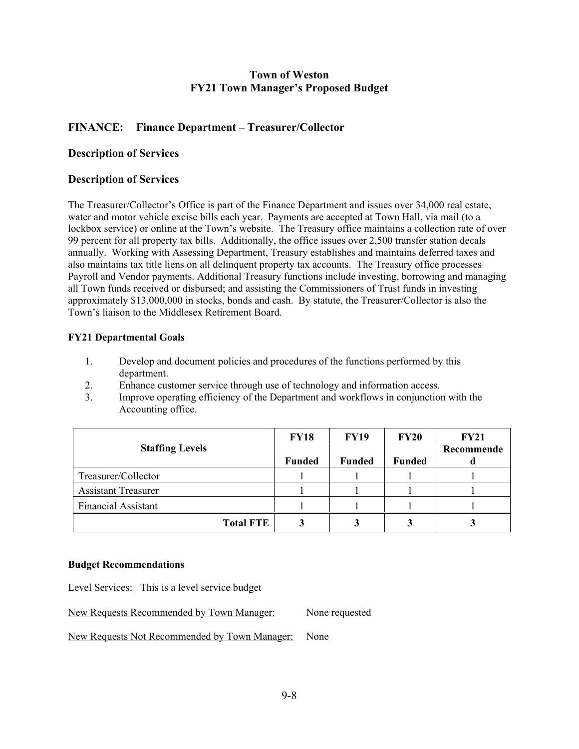**Town of Weston**
**FY21 Town Manager's Proposed Budget**

## FINANCE: Finance Department – Treasurer/Collector

### Description of Services

### Description of Services

The Treasurer/Collector's Office is part of the Finance Department and issues over 34,000 real estate, water and motor vehicle excise bills each year. Payments are accepted at Town Hall, via mail (to a lockbox service) or online at the Town's website. The Treasury office maintains a collection rate of over 99 percent for all property tax bills. Additionally, the office issues over 2,500 transfer station decals annually. Working with Assessing Department, Treasury establishes and maintains deferred taxes and also maintains tax title liens on all delinquent property tax accounts. The Treasury office processes Payroll and Vendor payments. Additional Treasury functions include investing, borrowing and managing all Town funds received or disbursed; and assisting the Commissioners of Trust funds in investing approximately $13,000,000 in stocks, bonds and cash. By statute, the Treasurer/Collector is also the Town's liaison to the Middlesex Retirement Board.

**FY21 Departmental Goals**

1. Develop and document policies and procedures of the functions performed by this department.
2. Enhance customer service through use of technology and information access.
3. Improve operating efficiency of the Department and workflows in conjunction with the Accounting office.

| Staffing Levels | FY18 Funded | FY19 Funded | FY20 Funded | FY21 Recommended |
|---|---|---|---|---|
| Treasurer/Collector | 1 | 1 | 1 | 1 |
| Assistant Treasurer | 1 | 1 | 1 | 1 |
| Financial Assistant | 1 | 1 | 1 | 1 |
| **Total FTE** | **3** | **3** | **3** | **3** |

**Budget Recommendations**

Level Services: This is a level service budget

New Requests Recommended by Town Manager: None requested

New Requests Not Recommended by Town Manager: None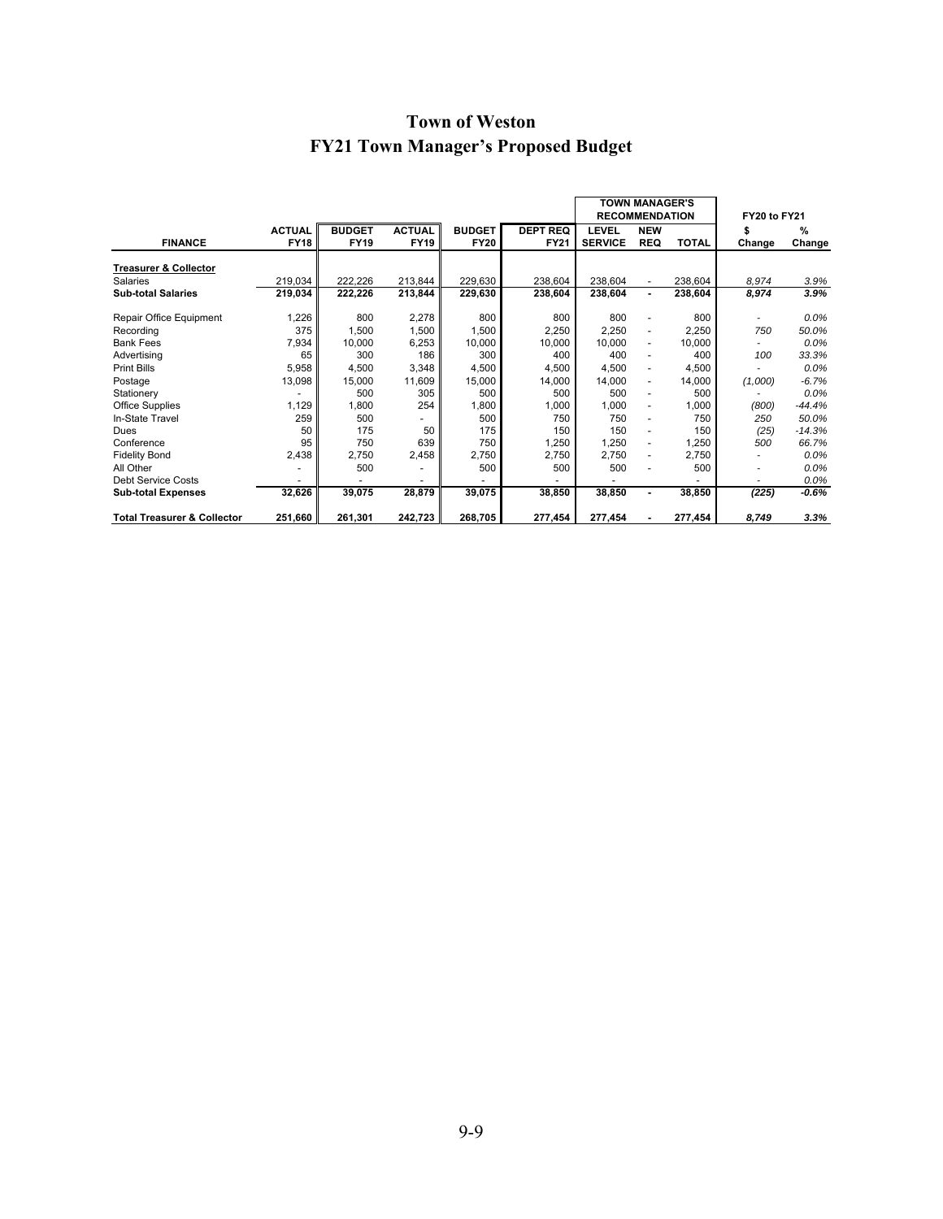# Town of Weston
# FY21 Town Manager's Proposed Budget

| | | | | | | TOWN MANAGER'S RECOMMENDATION | | | FY20 to FY21 | |
|---|---|---|---|---|---|---|---|---|---|---|
| **FINANCE** | **ACTUAL FY18** | **BUDGET FY19** | **ACTUAL FY19** | **BUDGET FY20** | **DEPT REQ FY21** | **LEVEL SERVICE** | **NEW REQ** | **TOTAL** | **$ Change** | **% Change** |
| **Treasurer & Collector** | | | | | | | | | | |
| Salaries | 219,034 | 222,226 | 213,844 | 229,630 | 238,604 | 238,604 | - | 238,604 | *8,974* | *3.9%* |
| **Sub-total Salaries** | **219,034** | **222,226** | **213,844** | **229,630** | **238,604** | **238,604** | **-** | **238,604** | ***8,974*** | ***3.9%*** |
| Repair Office Equipment | 1,226 | 800 | 2,278 | 800 | 800 | 800 | - | 800 | - | *0.0%* |
| Recording | 375 | 1,500 | 1,500 | 1,500 | 2,250 | 2,250 | - | 2,250 | *750* | *50.0%* |
| Bank Fees | 7,934 | 10,000 | 6,253 | 10,000 | 10,000 | 10,000 | - | 10,000 | - | *0.0%* |
| Advertising | 65 | 300 | 186 | 300 | 400 | 400 | - | 400 | *100* | *33.3%* |
| Print Bills | 5,958 | 4,500 | 3,348 | 4,500 | 4,500 | 4,500 | - | 4,500 | - | *0.0%* |
| Postage | 13,098 | 15,000 | 11,609 | 15,000 | 14,000 | 14,000 | - | 14,000 | *(1,000)* | *-6.7%* |
| Stationery | - | 500 | 305 | 500 | 500 | 500 | - | 500 | - | *0.0%* |
| Office Supplies | 1,129 | 1,800 | 254 | 1,800 | 1,000 | 1,000 | - | 1,000 | *(800)* | *-44.4%* |
| In-State Travel | 259 | 500 | - | 500 | 750 | 750 | - | 750 | *250* | *50.0%* |
| Dues | 50 | 175 | 50 | 175 | 150 | 150 | - | 150 | *(25)* | *-14.3%* |
| Conference | 95 | 750 | 639 | 750 | 1,250 | 1,250 | - | 1,250 | *500* | *66.7%* |
| Fidelity Bond | 2,438 | 2,750 | 2,458 | 2,750 | 2,750 | 2,750 | - | 2,750 | - | *0.0%* |
| All Other | - | 500 | - | 500 | 500 | 500 | - | 500 | - | *0.0%* |
| Debt Service Costs | - | - | - | - | - | - | - | - | - | *0.0%* |
| **Sub-total Expenses** | **32,626** | **39,075** | **28,879** | **39,075** | **38,850** | **38,850** | **-** | **38,850** | ***(225)*** | ***-0.6%*** |
| **Total Treasurer & Collector** | **251,660** | **261,301** | **242,723** | **268,705** | **277,454** | **277,454** | **-** | **277,454** | ***8,749*** | ***3.3%*** |